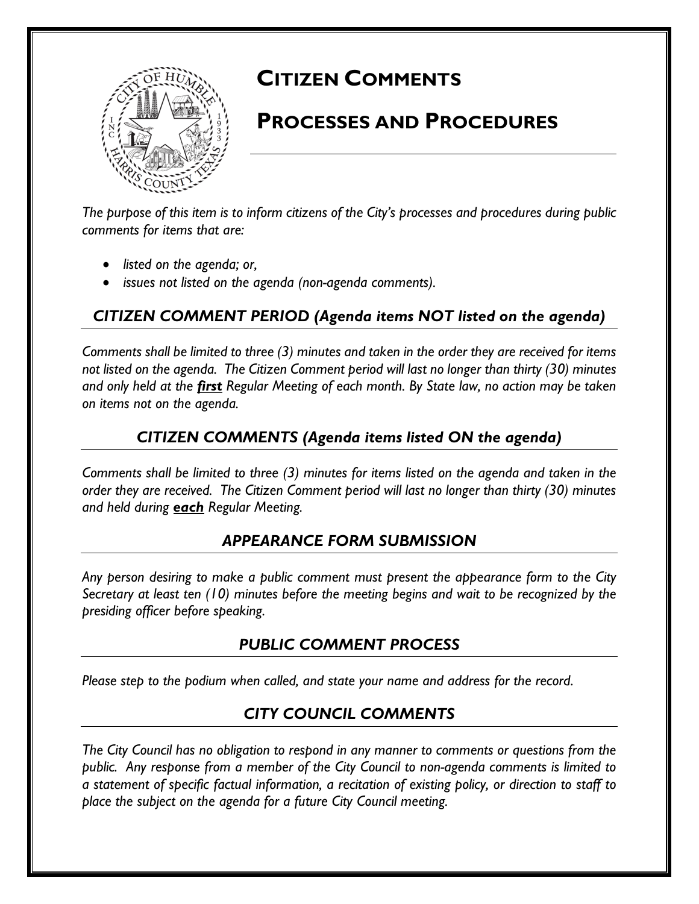# CITIZEN COMMENTS

# PROCESSES AND PROCEDURES

*The purpose of this item is to inform citizens of the City's processes and procedures during public comments for items that are:*

- *listed on the agenda; or,*
- *issues not listed on the agenda (non-agenda comments).*

## *CITIZEN COMMENT PERIOD (Agenda items NOT listed on the agenda)*

*Comments shall be limited to three (3) minutes and taken in the order they are received for items not listed on the agenda. The Citizen Comment period will last no longer than thirty (30) minutes and only held at the **first** Regular Meeting of each month. By State law, no action may be taken on items not on the agenda.*

## *CITIZEN COMMENTS (Agenda items listed ON the agenda)*

*Comments shall be limited to three (3) minutes for items listed on the agenda and taken in the order they are received. The Citizen Comment period will last no longer than thirty (30) minutes and held during **each** Regular Meeting.*

## *APPEARANCE FORM SUBMISSION*

*Any person desiring to make a public comment must present the appearance form to the City Secretary at least ten (10) minutes before the meeting begins and wait to be recognized by the presiding officer before speaking.*

## *PUBLIC COMMENT PROCESS*

*Please step to the podium when called, and state your name and address for the record.*

## *CITY COUNCIL COMMENTS*

*The City Council has no obligation to respond in any manner to comments or questions from the public. Any response from a member of the City Council to non-agenda comments is limited to a statement of specific factual information, a recitation of existing policy, or direction to staff to place the subject on the agenda for a future City Council meeting.*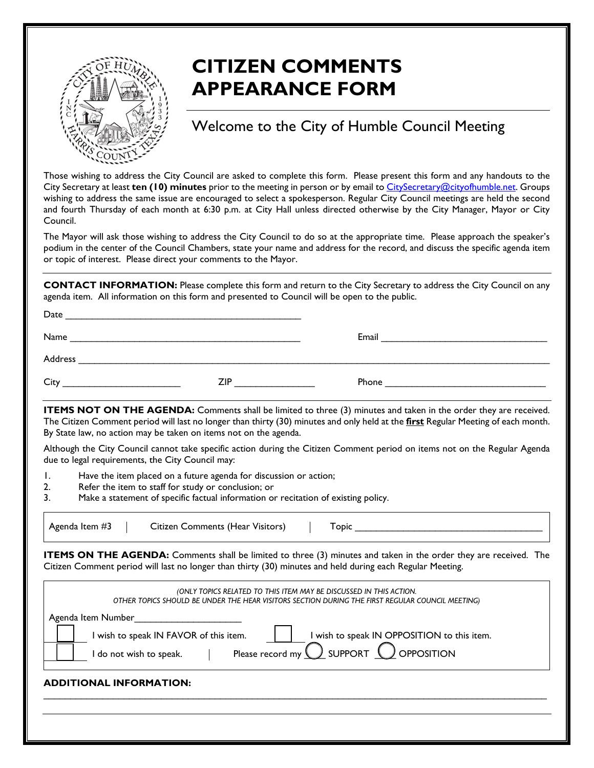# CITIZEN COMMENTS APPEARANCE FORM

## Welcome to the City of Humble Council Meeting

Those wishing to address the City Council are asked to complete this form. Please present this form and any handouts to the City Secretary at least **ten (10) minutes** prior to the meeting in person or by email to CitySecretary@cityofhumble.net. Groups wishing to address the same issue are encouraged to select a spokesperson. Regular City Council meetings are held the second and fourth Thursday of each month at 6:30 p.m. at City Hall unless directed otherwise by the City Manager, Mayor or City Council.

The Mayor will ask those wishing to address the City Council to do so at the appropriate time. Please approach the speaker's podium in the center of the Council Chambers, state your name and address for the record, and discuss the specific agenda item or topic of interest. Please direct your comments to the Mayor.

**CONTACT INFORMATION:** Please complete this form and return to the City Secretary to address the City Council on any agenda item. All information on this form and presented to Council will be open to the public.

Date ______________________________

Name ______________________________ Email ______________________________

Address ______________________________

City ____________________ ZIP ______________ Phone ______________________________

**ITEMS NOT ON THE AGENDA:** Comments shall be limited to three (3) minutes and taken in the order they are received. The Citizen Comment period will last no longer than thirty (30) minutes and only held at the **first** Regular Meeting of each month. By State law, no action may be taken on items not on the agenda.

Although the City Council cannot take specific action during the Citizen Comment period on items not on the Regular Agenda due to legal requirements, the City Council may:

1. Have the item placed on a future agenda for discussion or action;
2. Refer the item to staff for study or conclusion; or
3. Make a statement of specific factual information or recitation of existing policy.

Agenda Item #3 | Citizen Comments (Hear Visitors) | Topic ______________________________

**ITEMS ON THE AGENDA:** Comments shall be limited to three (3) minutes and taken in the order they are received. The Citizen Comment period will last no longer than thirty (30) minutes and held during each Regular Meeting.

*(ONLY TOPICS RELATED TO THIS ITEM MAY BE DISCUSSED IN THIS ACTION. OTHER TOPICS SHOULD BE UNDER THE HEAR VISITORS SECTION DURING THE FIRST REGULAR COUNCIL MEETING)*

Agenda Item Number ____________________

☐ I wish to speak IN FAVOR of this item. ☐ I wish to speak IN OPPOSITION to this item.

☐ I do not wish to speak. | Please record my ◯ SUPPORT ◯ OPPOSITION

**ADDITIONAL INFORMATION:**

______________________________________________________________________________

______________________________________________________________________________